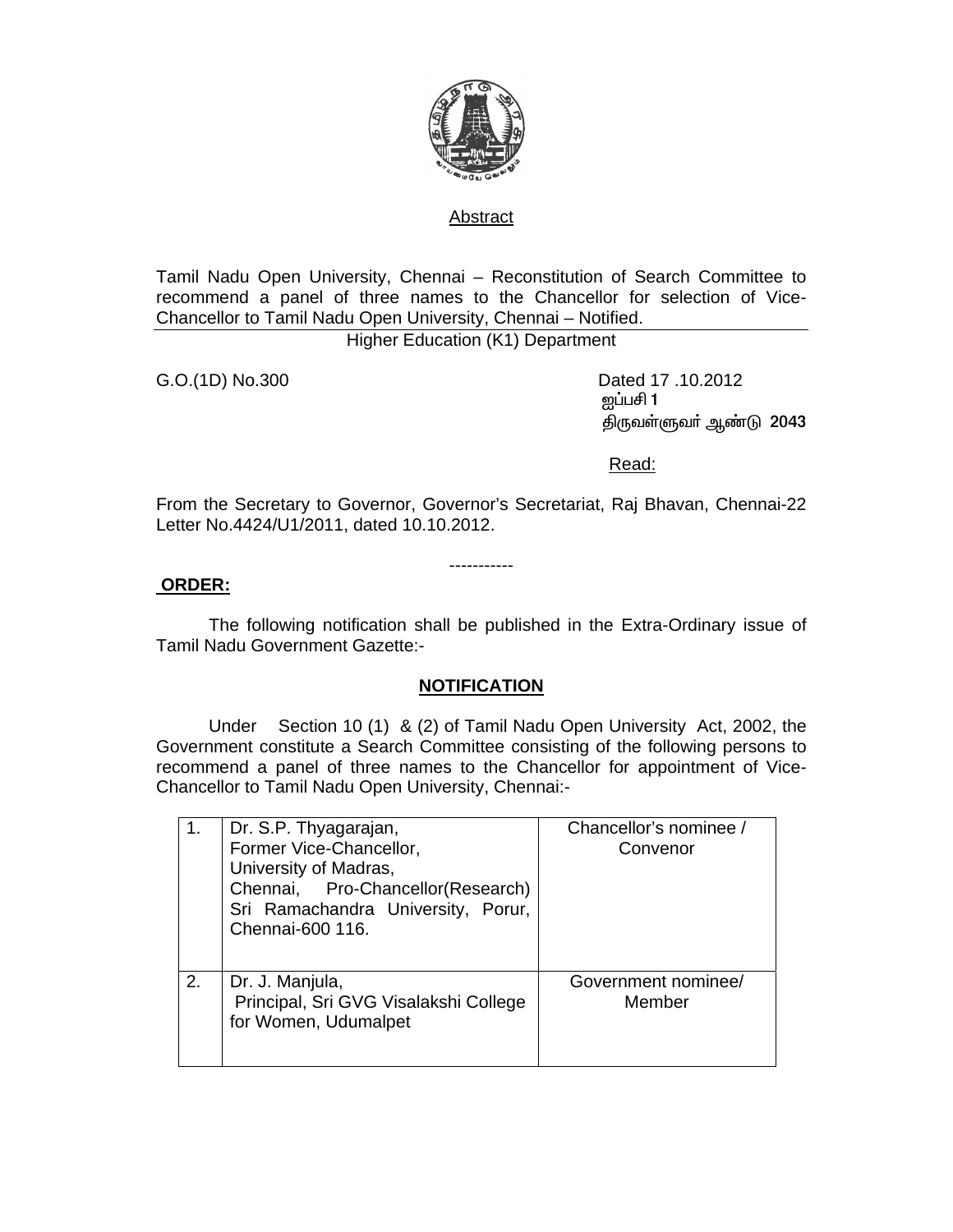Abstract

Tamil Nadu Open University, Chennai – Reconstitution of Search Committee to recommend a panel of three names to the Chancellor for selection of Vice-Chancellor to Tamil Nadu Open University, Chennai – Notified.

Higher Education (K1) Department

G.O.(1D) No.300

Dated 17 .10.2012
ஐப்பசி 1
திருவள்ளுவர் ஆண்டு 2043

Read:

From the Secretary to Governor, Governor's Secretariat, Raj Bhavan, Chennai-22 Letter No.4424/U1/2011, dated 10.10.2012.

-----------

**ORDER:**

The following notification shall be published in the Extra-Ordinary issue of Tamil Nadu Government Gazette:-

**NOTIFICATION**

Under Section 10 (1) & (2) of Tamil Nadu Open University Act, 2002, the Government constitute a Search Committee consisting of the following persons to recommend a panel of three names to the Chancellor for appointment of Vice-Chancellor to Tamil Nadu Open University, Chennai:-

| | | |
|---|---|---|
| 1. | Dr. S.P. Thyagarajan, Former Vice-Chancellor, University of Madras, Chennai, Pro-Chancellor(Research) Sri Ramachandra University, Porur, Chennai-600 116. | Chancellor's nominee / Convenor |
| 2. | Dr. J. Manjula, Principal, Sri GVG Visalakshi College for Women, Udumalpet | Government nominee/ Member |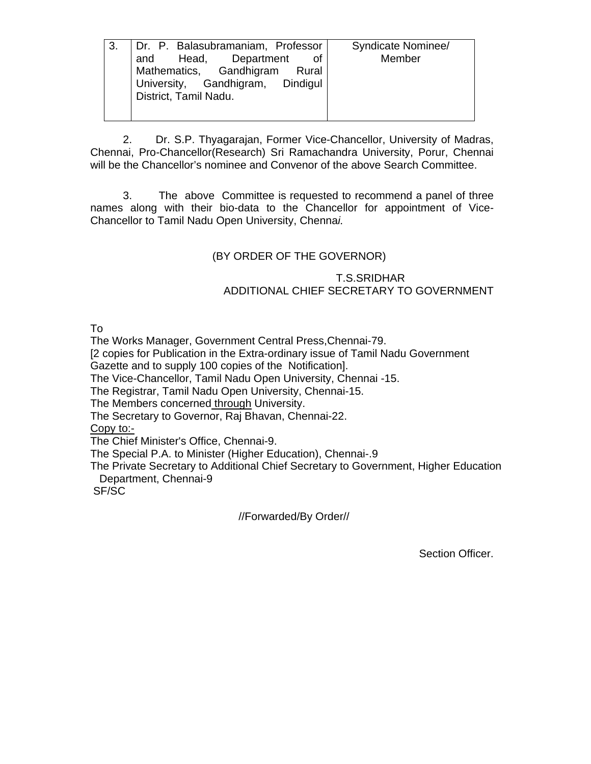| | | |
|---|---|---|
| 3. | Dr. P. Balasubramaniam, Professor and Head, Department of Mathematics, Gandhigram Rural University, Gandhigram, Dindigul District, Tamil Nadu. | Syndicate Nominee/ Member |

2. Dr. S.P. Thyagarajan, Former Vice-Chancellor, University of Madras, Chennai, Pro-Chancellor(Research) Sri Ramachandra University, Porur, Chennai will be the Chancellor's nominee and Convenor of the above Search Committee.

3. The above Committee is requested to recommend a panel of three names along with their bio-data to the Chancellor for appointment of Vice-Chancellor to Tamil Nadu Open University, Chennai.

(BY ORDER OF THE GOVERNOR)

T.S.SRIDHAR
ADDITIONAL CHIEF SECRETARY TO GOVERNMENT

To
The Works Manager, Government Central Press,Chennai-79.
[2 copies for Publication in the Extra-ordinary issue of Tamil Nadu Government Gazette and to supply 100 copies of the Notification].
The Vice-Chancellor, Tamil Nadu Open University, Chennai -15.
The Registrar, Tamil Nadu Open University, Chennai-15.
The Members concerned through University.
The Secretary to Governor, Raj Bhavan, Chennai-22.
Copy to:-
The Chief Minister's Office, Chennai-9.
The Special P.A. to Minister (Higher Education), Chennai-.9
The Private Secretary to Additional Chief Secretary to Government, Higher Education Department, Chennai-9
SF/SC

//Forwarded/By Order//

Section Officer.